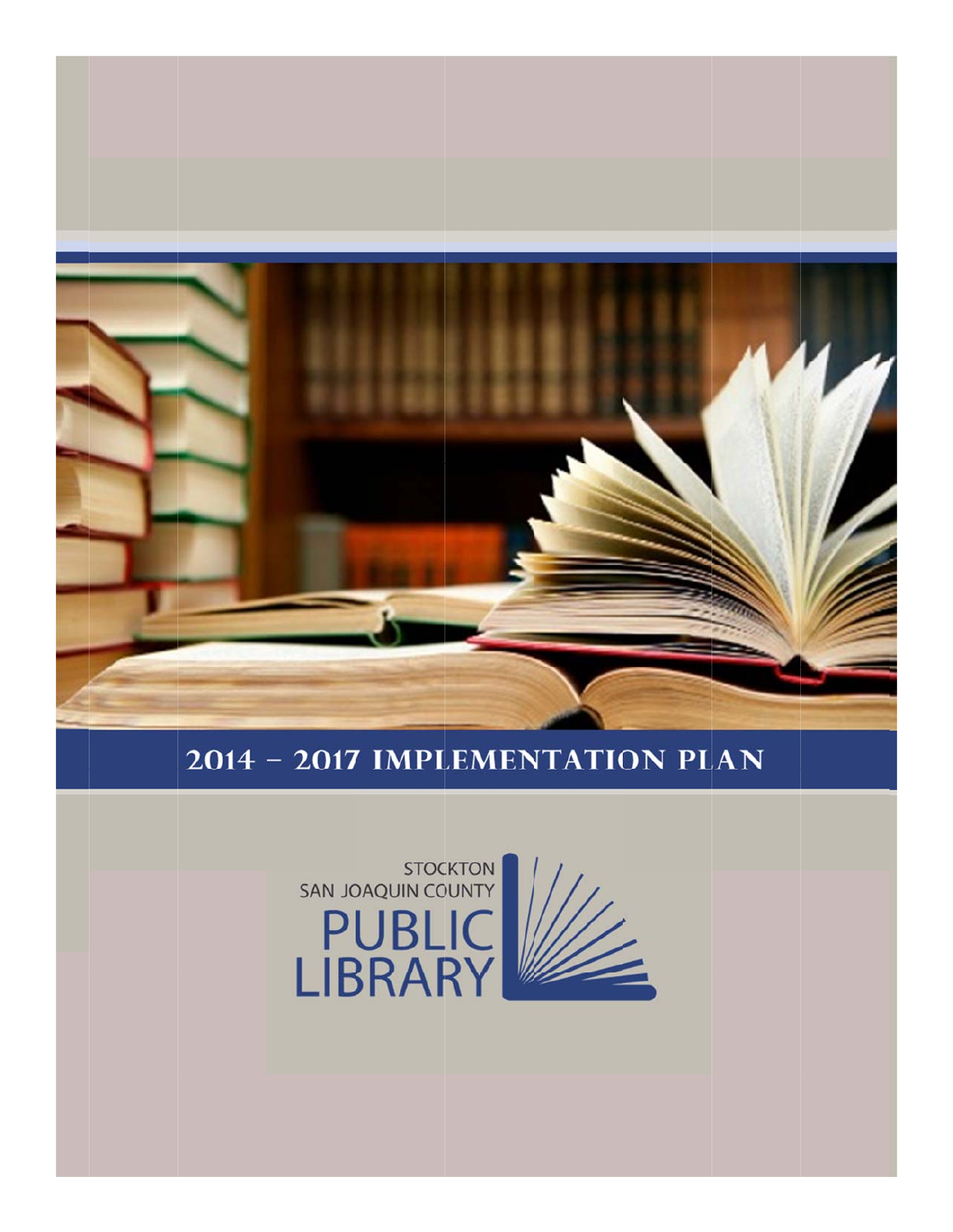# 2014 – 2017 IMPLEMENTATION PLAN

STOCKTON
SAN JOAQUIN COUNTY
PUBLIC
LIBRARY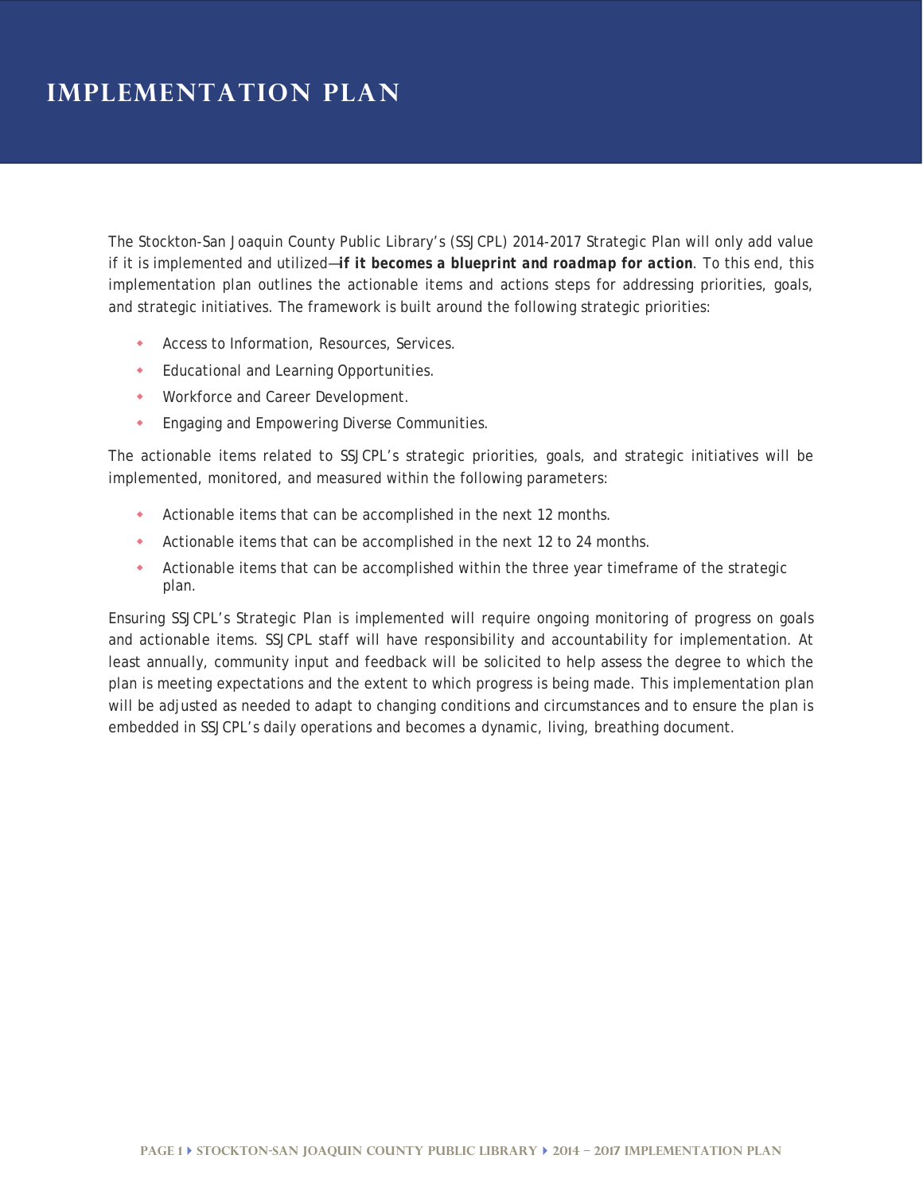# IMPLEMENTATION PLAN

The Stockton-San Joaquin County Public Library's (SSJCPL) 2014-2017 Strategic Plan will only add value if it is implemented and utilized—***if it becomes a blueprint and roadmap for action***. To this end, this implementation plan outlines the actionable items and actions steps for addressing priorities, goals, and strategic initiatives. The framework is built around the following strategic priorities:

- Access to Information, Resources, Services.
- Educational and Learning Opportunities.
- Workforce and Career Development.
- Engaging and Empowering Diverse Communities.

The actionable items related to SSJCPL's strategic priorities, goals, and strategic initiatives will be implemented, monitored, and measured within the following parameters:

- Actionable items that can be accomplished in the next 12 months.
- Actionable items that can be accomplished in the next 12 to 24 months.
- Actionable items that can be accomplished within the three year timeframe of the strategic plan.

Ensuring SSJCPL's Strategic Plan is implemented will require ongoing monitoring of progress on goals and actionable items. SSJCPL staff will have responsibility and accountability for implementation. At least annually, community input and feedback will be solicited to help assess the degree to which the plan is meeting expectations and the extent to which progress is being made. This implementation plan will be adjusted as needed to adapt to changing conditions and circumstances and to ensure the plan is embedded in SSJCPL's daily operations and becomes a dynamic, living, breathing document.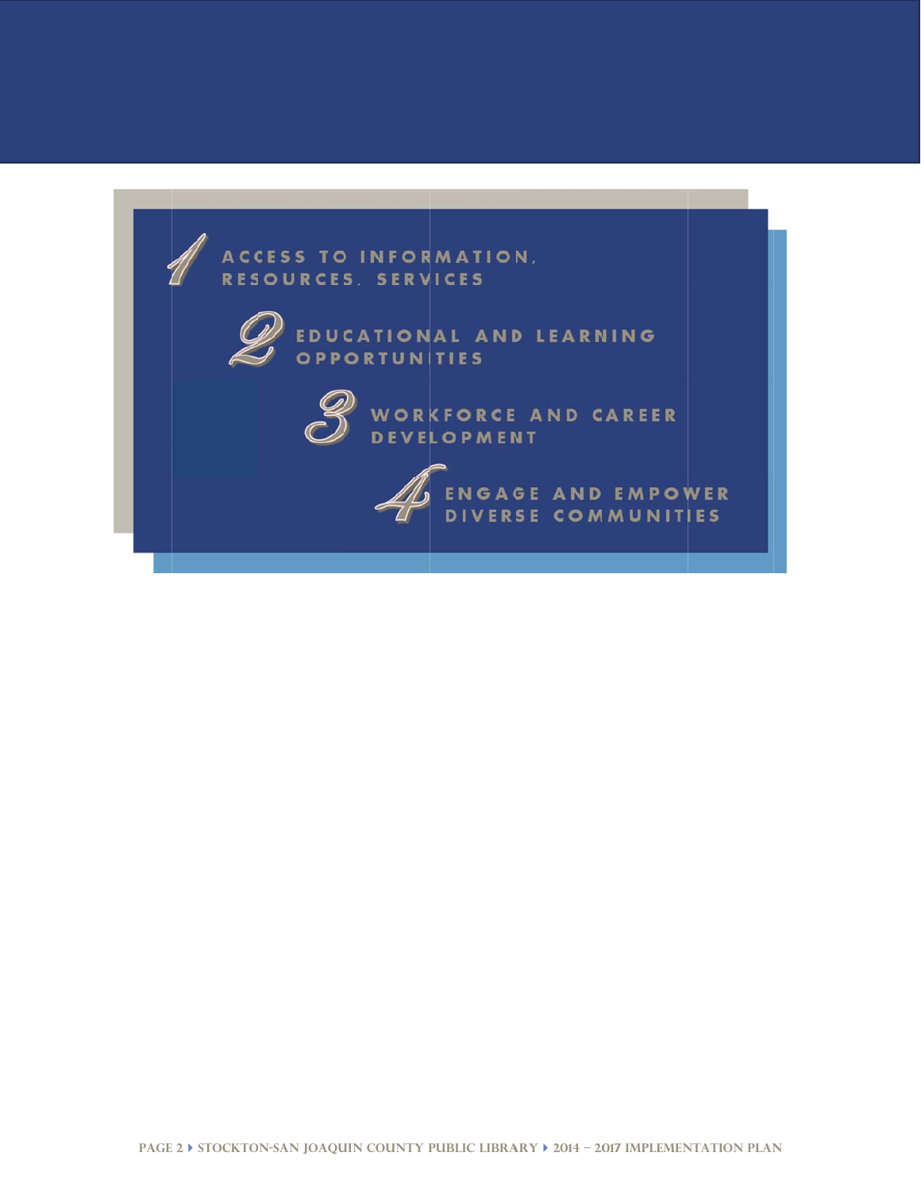1. ACCESS TO INFORMATION, RESOURCES, SERVICES
2. EDUCATIONAL AND LEARNING OPPORTUNITIES
3. WORKFORCE AND CAREER DEVELOPMENT
4. ENGAGE AND EMPOWER DIVERSE COMMUNITIES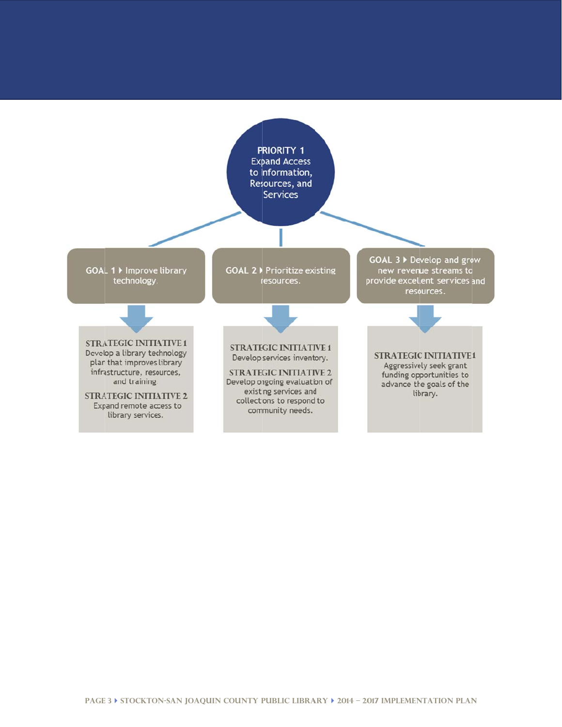## PRIORITY 1
Expand Access to Information, Resources, and Services

### GOAL 1 ▸ Improve library technology.

**STRATEGIC INITIATIVE 1**
Develop a library technology plan that improves library infrastructure, resources, and training.

**STRATEGIC INITIATIVE 2**
Expand remote access to library services.

### GOAL 2 ▸ Prioritize existing resources.

**STRATEGIC INITIATIVE 1**
Develop services inventory.

**STRATEGIC INITIATIVE 2**
Develop ongoing evaluation of existing services and collections to respond to community needs.

### GOAL 3 ▸ Develop and grow new revenue streams to provide excellent services and resources.

**STRATEGIC INITIATIVE 1**
Aggressively seek grant funding opportunities to advance the goals of the library.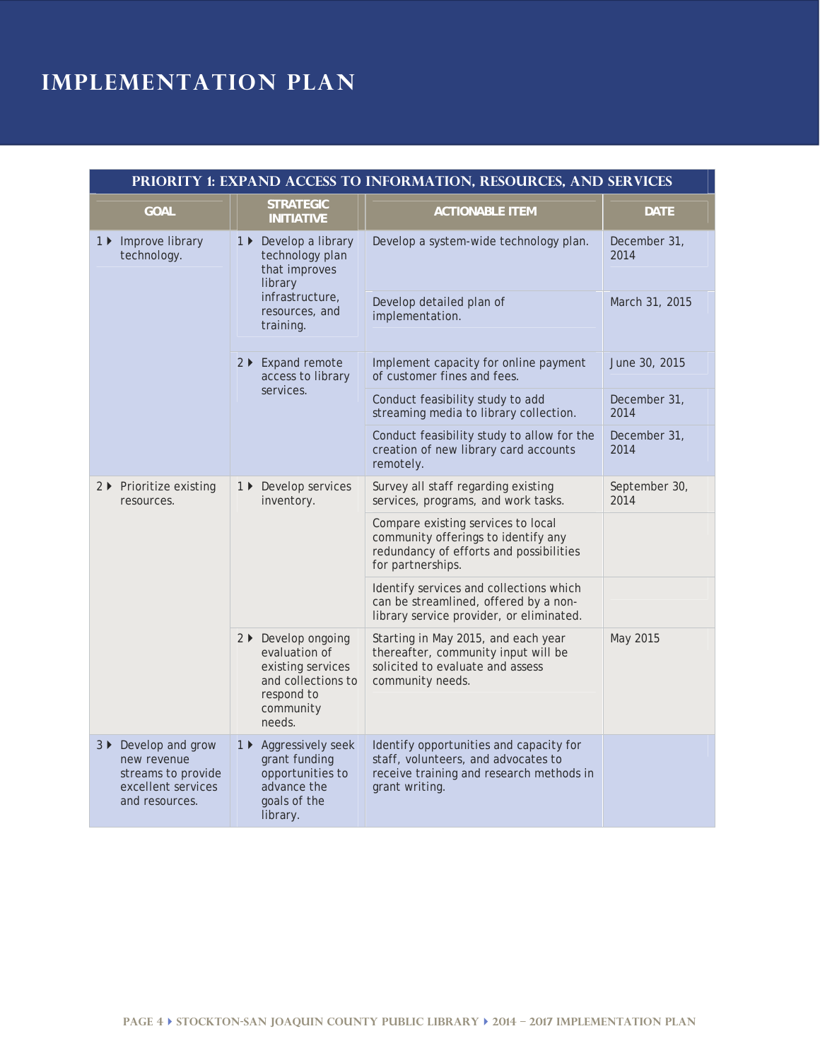# IMPLEMENTATION PLAN

| PRIORITY 1: EXPAND ACCESS TO INFORMATION, RESOURCES, AND SERVICES | | | |
|---|---|---|---|
| **GOAL** | **STRATEGIC INITIATIVE** | **ACTIONABLE ITEM** | **DATE** |
| 1 ▸ Improve library technology. | 1 ▸ Develop a library technology plan that improves library infrastructure, resources, and training. | Develop a system-wide technology plan. | December 31, 2014 |
| | | Develop detailed plan of implementation. | March 31, 2015 |
| | 2 ▸ Expand remote access to library services. | Implement capacity for online payment of customer fines and fees. | June 30, 2015 |
| | | Conduct feasibility study to add streaming media to library collection. | December 31, 2014 |
| | | Conduct feasibility study to allow for the creation of new library card accounts remotely. | December 31, 2014 |
| 2 ▸ Prioritize existing resources. | 1 ▸ Develop services inventory. | Survey all staff regarding existing services, programs, and work tasks. | September 30, 2014 |
| | | Compare existing services to local community offerings to identify any redundancy of efforts and possibilities for partnerships. | |
| | | Identify services and collections which can be streamlined, offered by a non-library service provider, or eliminated. | |
| | 2 ▸ Develop ongoing evaluation of existing services and collections to respond to community needs. | Starting in May 2015, and each year thereafter, community input will be solicited to evaluate and assess community needs. | May 2015 |
| 3 ▸ Develop and grow new revenue streams to provide excellent services and resources. | 1 ▸ Aggressively seek grant funding opportunities to advance the goals of the library. | Identify opportunities and capacity for staff, volunteers, and advocates to receive training and research methods in grant writing. | |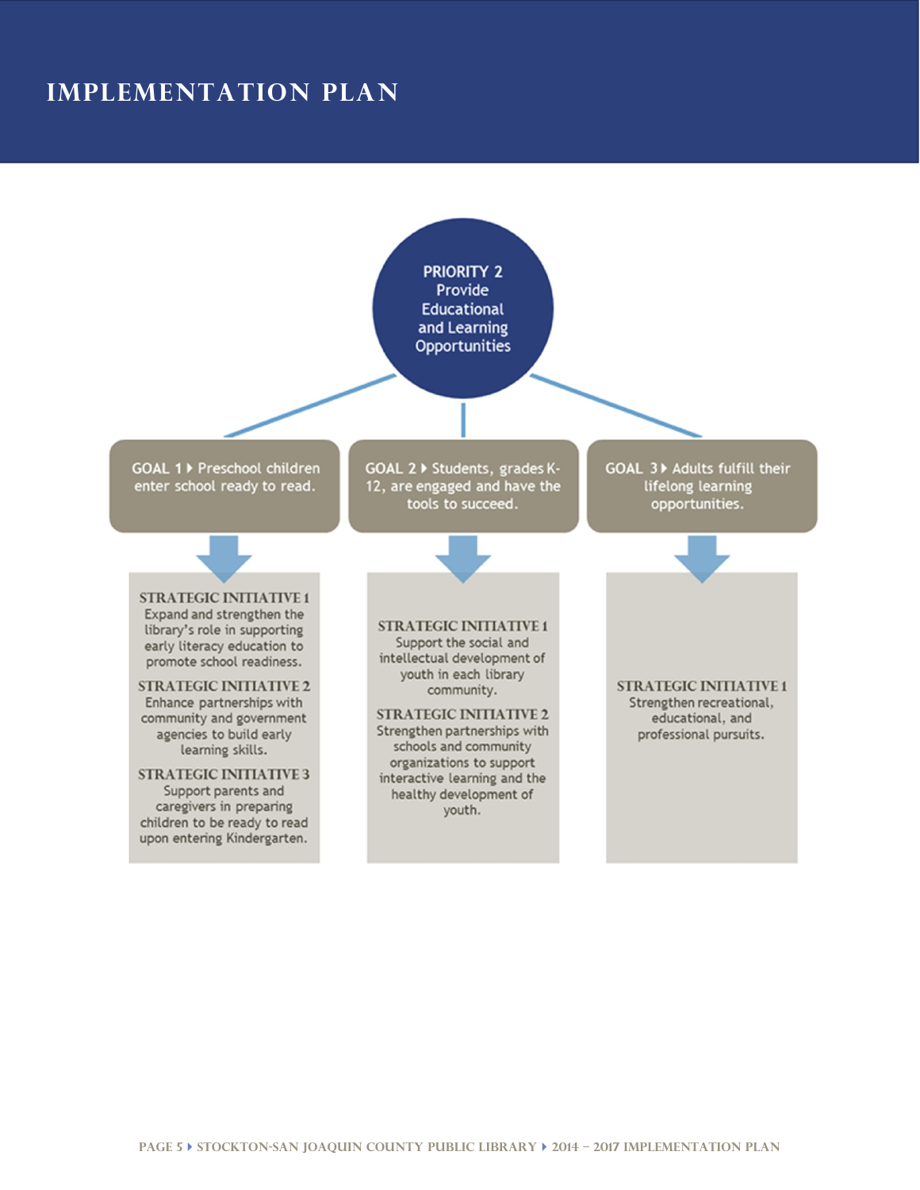# IMPLEMENTATION PLAN

**PRIORITY 2**
Provide Educational and Learning Opportunities

**GOAL 1 ▸** Preschool children enter school ready to read.

**STRATEGIC INITIATIVE 1**
Expand and strengthen the library's role in supporting early literacy education to promote school readiness.

**STRATEGIC INITIATIVE 2**
Enhance partnerships with community and government agencies to build early learning skills.

**STRATEGIC INITIATIVE 3**
Support parents and caregivers in preparing children to be ready to read upon entering Kindergarten.

**GOAL 2 ▸** Students, grades K-12, are engaged and have the tools to succeed.

**STRATEGIC INITIATIVE 1**
Support the social and intellectual development of youth in each library community.

**STRATEGIC INITIATIVE 2**
Strengthen partnerships with schools and community organizations to support interactive learning and the healthy development of youth.

**GOAL 3 ▸** Adults fulfill their lifelong learning opportunities.

**STRATEGIC INITIATIVE 1**
Strengthen recreational, educational, and professional pursuits.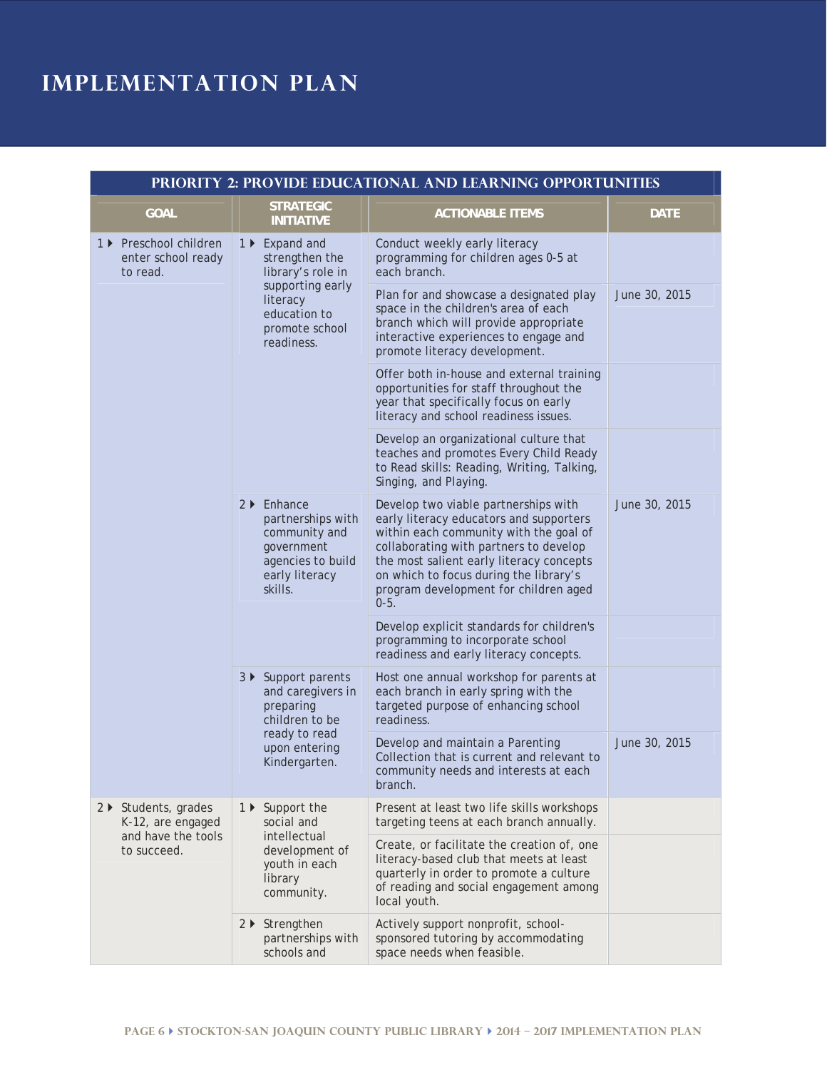# IMPLEMENTATION PLAN

| PRIORITY 2: PROVIDE EDUCATIONAL AND LEARNING OPPORTUNITIES | | | |
|---|---|---|---|
| **GOAL** | **STRATEGIC INITIATIVE** | **ACTIONABLE ITEMS** | **DATE** |
| 1 ▸ Preschool children enter school ready to read. | 1 ▸ Expand and strengthen the library's role in supporting early literacy education to promote school readiness. | Conduct weekly early literacy programming for children ages 0-5 at each branch. | |
| | | Plan for and showcase a designated play space in the children's area of each branch which will provide appropriate interactive experiences to engage and promote literacy development. | June 30, 2015 |
| | | Offer both in-house and external training opportunities for staff throughout the year that specifically focus on early literacy and school readiness issues. | |
| | | Develop an organizational culture that teaches and promotes Every Child Ready to Read skills: Reading, Writing, Talking, Singing, and Playing. | |
| | 2 ▸ Enhance partnerships with community and government agencies to build early literacy skills. | Develop two viable partnerships with early literacy educators and supporters within each community with the goal of collaborating with partners to develop the most salient early literacy concepts on which to focus during the library's program development for children aged 0-5. | June 30, 2015 |
| | | Develop explicit standards for children's programming to incorporate school readiness and early literacy concepts. | |
| | 3 ▸ Support parents and caregivers in preparing children to be ready to read upon entering Kindergarten. | Host one annual workshop for parents at each branch in early spring with the targeted purpose of enhancing school readiness. | |
| | | Develop and maintain a Parenting Collection that is current and relevant to community needs and interests at each branch. | June 30, 2015 |
| 2 ▸ Students, grades K-12, are engaged and have the tools to succeed. | 1 ▸ Support the social and intellectual development of youth in each library community. | Present at least two life skills workshops targeting teens at each branch annually. | |
| | | Create, or facilitate the creation of, one literacy-based club that meets at least quarterly in order to promote a culture of reading and social engagement among local youth. | |
| | 2 ▸ Strengthen partnerships with schools and | Actively support nonprofit, school-sponsored tutoring by accommodating space needs when feasible. | |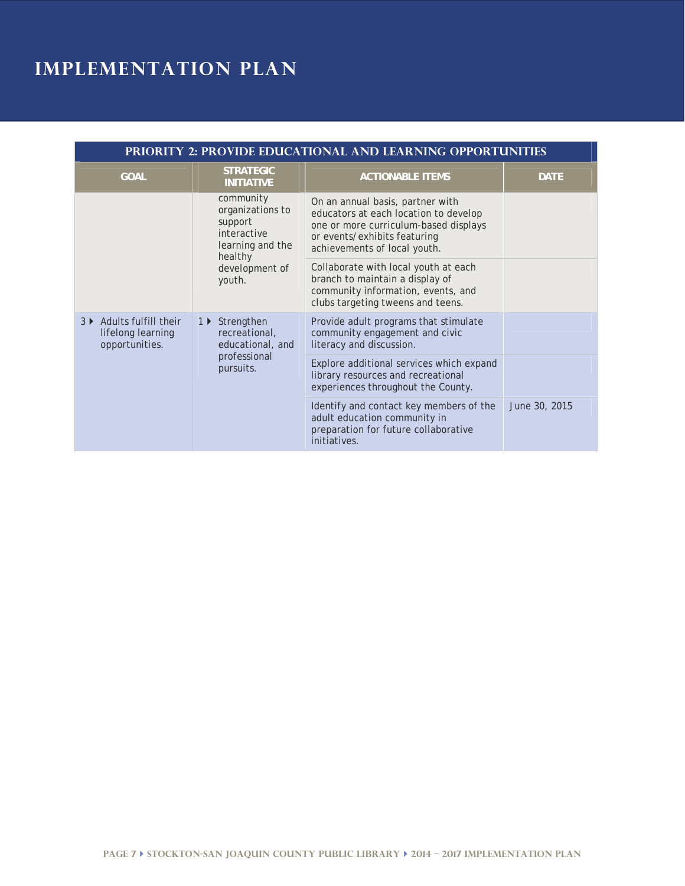# Implementation Plan

| PRIORITY 2: PROVIDE EDUCATIONAL AND LEARNING OPPORTUNITIES | | | |
|---|---|---|---|
| **GOAL** | **STRATEGIC INITIATIVE** | **ACTIONABLE ITEMS** | **DATE** |
| | community organizations to support interactive learning and the healthy development of youth. | On an annual basis, partner with educators at each location to develop one or more curriculum-based displays or events/exhibits featuring achievements of local youth. | |
| | | Collaborate with local youth at each branch to maintain a display of community information, events, and clubs targeting tweens and teens. | |
| 3 ▸ Adults fulfill their lifelong learning opportunities. | 1 ▸ Strengthen recreational, educational, and professional pursuits. | Provide adult programs that stimulate community engagement and civic literacy and discussion. | |
| | | Explore additional services which expand library resources and recreational experiences throughout the County. | |
| | | Identify and contact key members of the adult education community in preparation for future collaborative initiatives. | June 30, 2015 |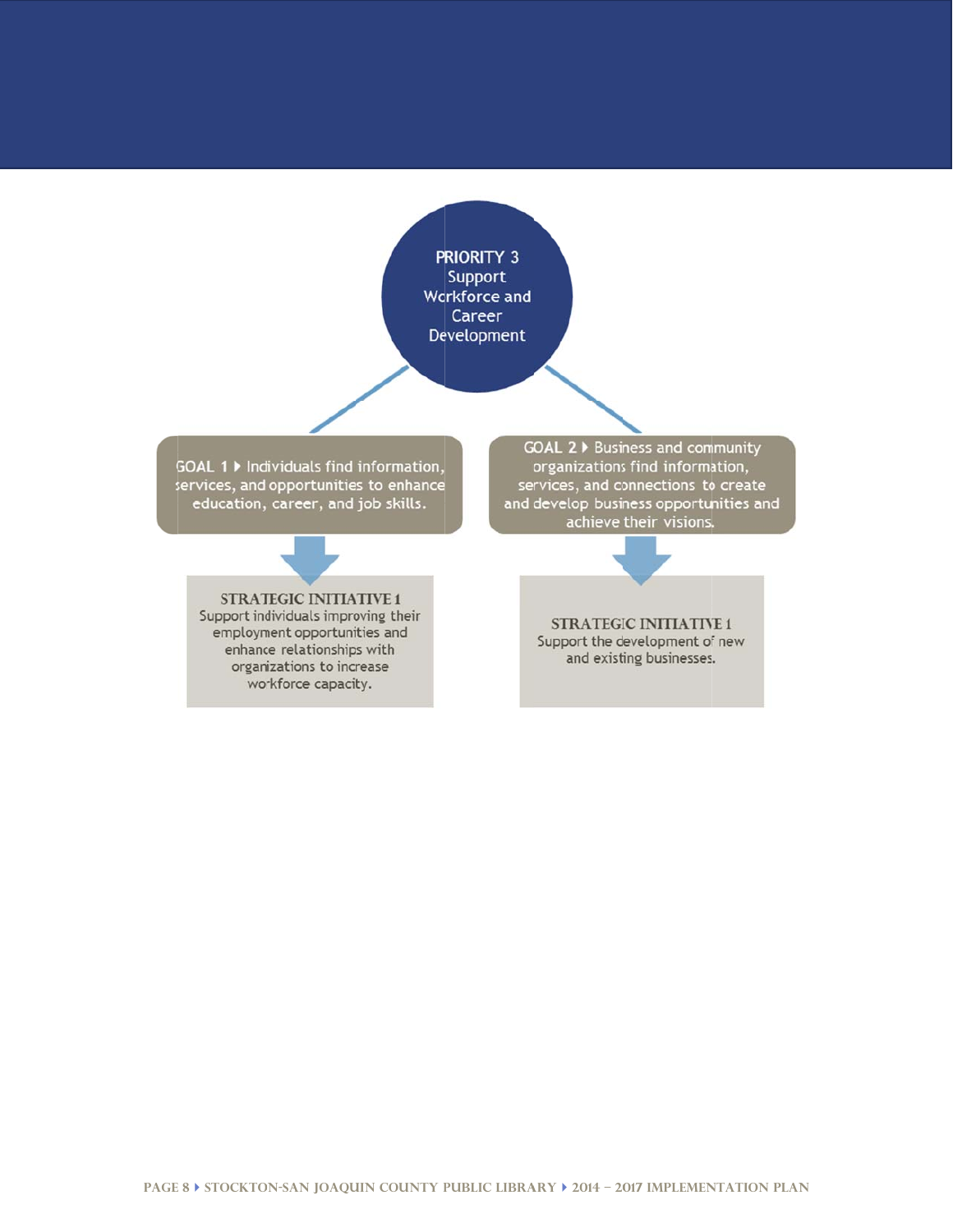**PRIORITY 3**
Support Workforce and Career Development

**GOAL 1** ▸ Individuals find information, services, and opportunities to enhance education, career, and job skills.

**STRATEGIC INITIATIVE 1**
Support individuals improving their employment opportunities and enhance relationships with organizations to increase workforce capacity.

**GOAL 2** ▸ Business and community organizations find information, services, and connections to create and develop business opportunities and achieve their visions.

**STRATEGIC INITIATIVE 1**
Support the development of new and existing businesses.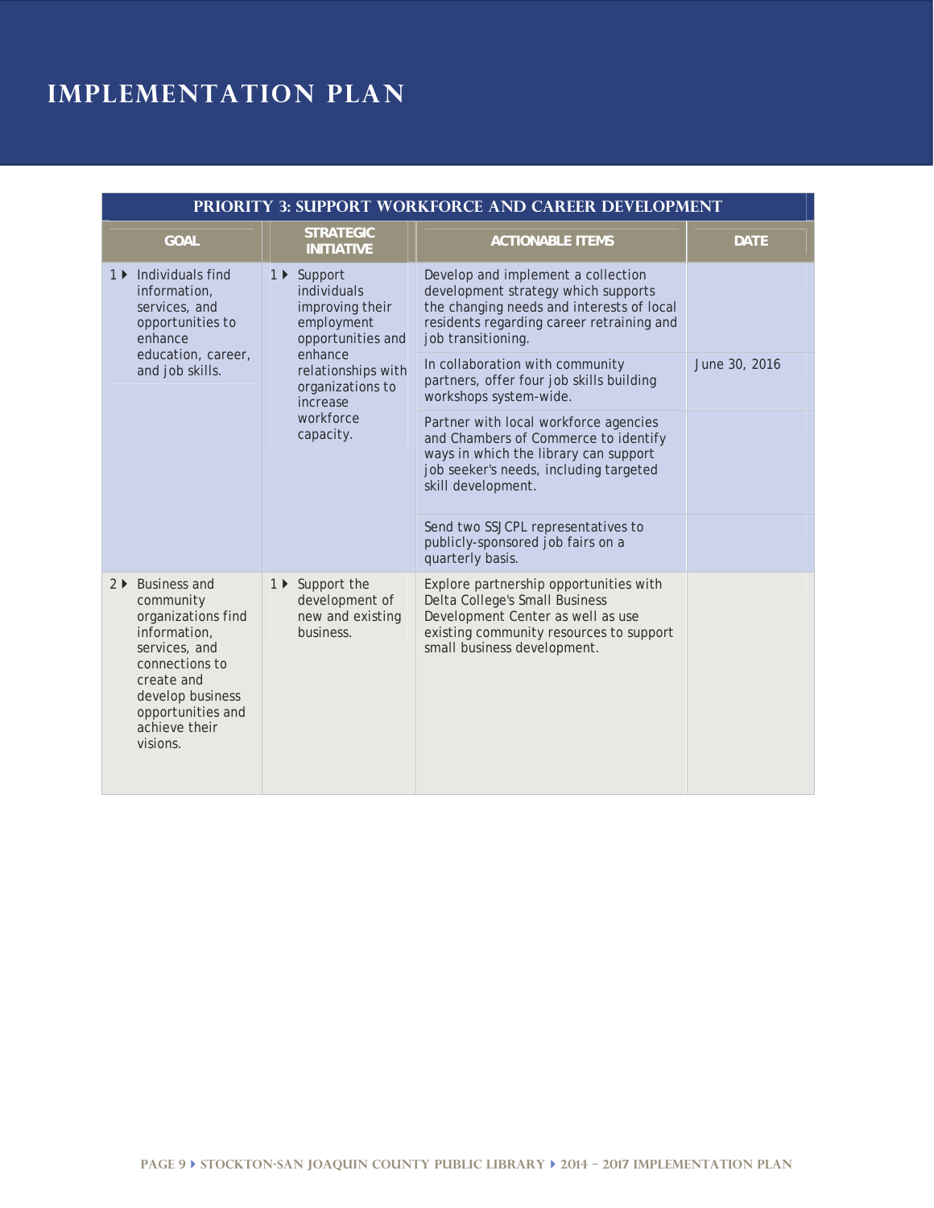# IMPLEMENTATION PLAN

| PRIORITY 3: SUPPORT WORKFORCE AND CAREER DEVELOPMENT | | | |
|---|---|---|---|
| **GOAL** | **STRATEGIC INITIATIVE** | **ACTIONABLE ITEMS** | **DATE** |
| 1 ▶ Individuals find information, services, and opportunities to enhance education, career, and job skills. | 1 ▶ Support individuals improving their employment opportunities and enhance relationships with organizations to increase workforce capacity. | Develop and implement a collection development strategy which supports the changing needs and interests of local residents regarding career retraining and job transitioning. | |
| | | In collaboration with community partners, offer four job skills building workshops system-wide. | June 30, 2016 |
| | | Partner with local workforce agencies and Chambers of Commerce to identify ways in which the library can support job seeker's needs, including targeted skill development. | |
| | | Send two SSJCPL representatives to publicly-sponsored job fairs on a quarterly basis. | |
| 2 ▶ Business and community organizations find information, services, and connections to create and develop business opportunities and achieve their visions. | 1 ▶ Support the development of new and existing business. | Explore partnership opportunities with Delta College's Small Business Development Center as well as use existing community resources to support small business development. | |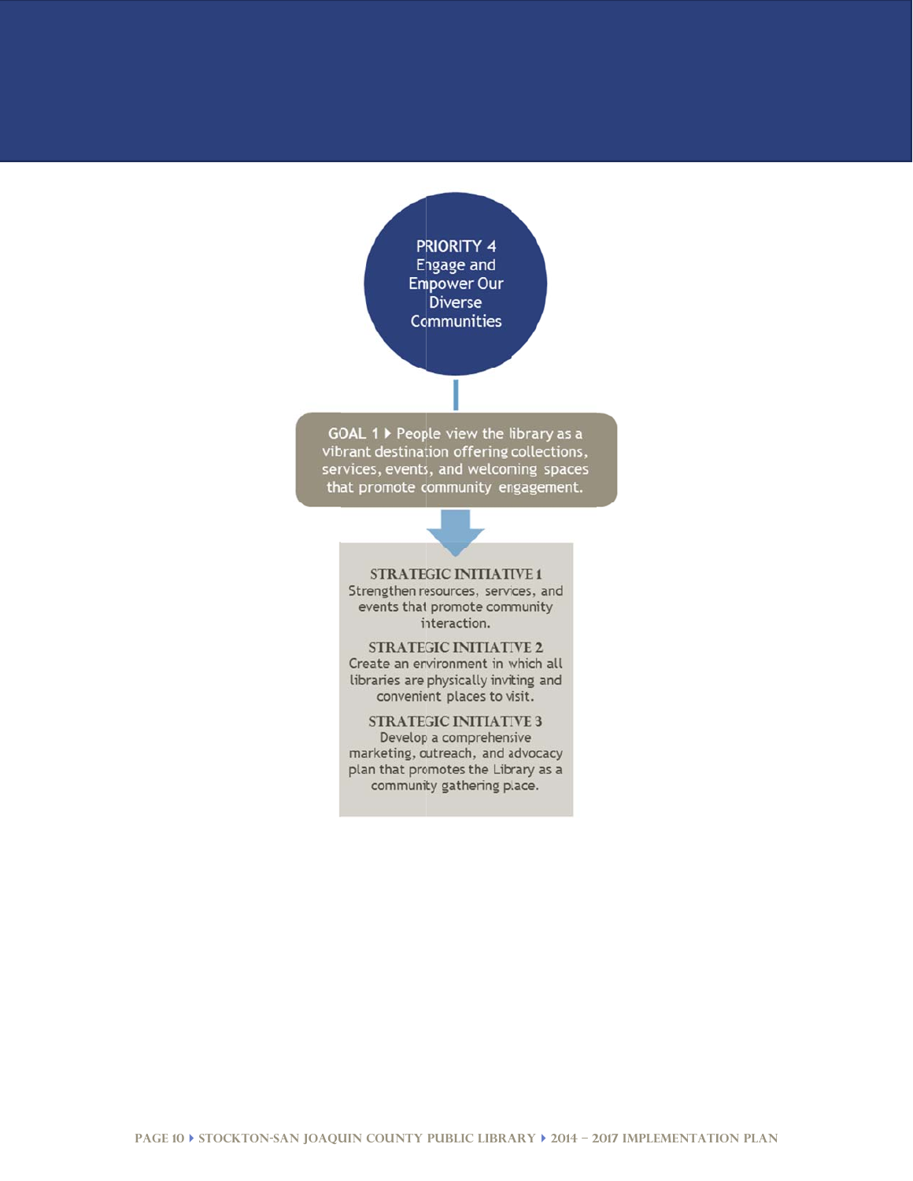## PRIORITY 4
Engage and Empower Our Diverse Communities

**GOAL 1** ▸ People view the library as a vibrant destination offering collections, services, events, and welcoming spaces that promote community engagement.

**STRATEGIC INITIATIVE 1**
Strengthen resources, services, and events that promote community interaction.

**STRATEGIC INITIATIVE 2**
Create an environment in which all libraries are physically inviting and convenient places to visit.

**STRATEGIC INITIATIVE 3**
Develop a comprehensive marketing, outreach, and advocacy plan that promotes the Library as a community gathering place.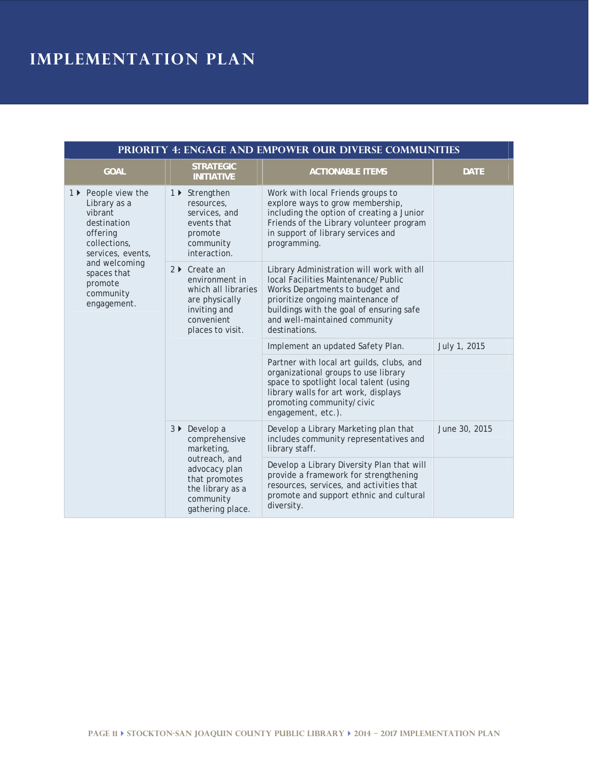# IMPLEMENTATION PLAN

| PRIORITY 4: ENGAGE AND EMPOWER OUR DIVERSE COMMUNITIES | | | |
|---|---|---|---|
| **GOAL** | **STRATEGIC INITIATIVE** | **ACTIONABLE ITEMS** | **DATE** |
| 1 ▸ People view the Library as a vibrant destination offering collections, services, events, and welcoming spaces that promote community engagement. | 1 ▸ Strengthen resources, services, and events that promote community interaction. | Work with local Friends groups to explore ways to grow membership, including the option of creating a Junior Friends of the Library volunteer program in support of library services and programming. | |
| | 2 ▸ Create an environment in which all libraries are physically inviting and convenient places to visit. | Library Administration will work with all local Facilities Maintenance/Public Works Departments to budget and prioritize ongoing maintenance of buildings with the goal of ensuring safe and well-maintained community destinations. | |
| | | Implement an updated Safety Plan. | July 1, 2015 |
| | | Partner with local art guilds, clubs, and organizational groups to use library space to spotlight local talent (using library walls for art work, displays promoting community/civic engagement, etc.). | |
| | 3 ▸ Develop a comprehensive marketing, outreach, and advocacy plan that promotes the library as a community gathering place. | Develop a Library Marketing plan that includes community representatives and library staff. | June 30, 2015 |
| | | Develop a Library Diversity Plan that will provide a framework for strengthening resources, services, and activities that promote and support ethnic and cultural diversity. | |